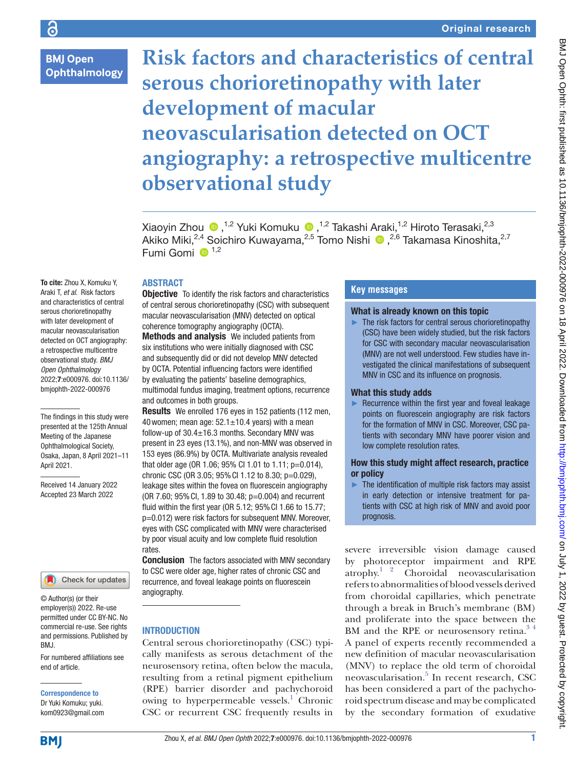# Risk factors and characteristics of central serous chorioretinopathy with later development of macular neovascularisation detected on OCT angiography: a retrospective multicentre observational study

Xiaoyin Zhou [1,2], Yuki Komuku [1,2], Takashi Araki [1,2], Hiroto Terasaki [2,3], Akiko Miki [2,4], Soichiro Kuwayama [2,5], Tomo Nishi [2,6], Takamasa Kinoshita [2,7], Fumi Gomi [1,2]

**To cite:** Zhou X, Komuku Y, Araki T, *et al*. Risk factors and characteristics of central serous chorioretinopathy with later development of macular neovascularisation detected on OCT angiography: a retrospective multicentre observational study. *BMJ Open Ophthalmology* 2022;**7**:e000976. doi:10.1136/bmjophth-2022-000976

The findings in this study were presented at the 125th Annual Meeting of the Japanese Ophthalmological Society, Osaka, Japan, 8 April 2021–11 April 2021.

Received 14 January 2022
Accepted 23 March 2022

© Author(s) (or their employer(s)) 2022. Re-use permitted under CC BY-NC. No commercial re-use. See rights and permissions. Published by BMJ.

For numbered affiliations see end of article.

**Correspondence to**
Dr Yuki Komuku; yuki.kom0923@gmail.com

## ABSTRACT

**Objective** To identify the risk factors and characteristics of central serous chorioretinopathy (CSC) with subsequent macular neovascularisation (MNV) detected on optical coherence tomography angiography (OCTA).

**Methods and analysis** We included patients from six institutions who were initially diagnosed with CSC and subsequently did or did not develop MNV detected by OCTA. Potential influencing factors were identified by evaluating the patients' baseline demographics, multimodal fundus imaging, treatment options, recurrence and outcomes in both groups.

**Results** We enrolled 176 eyes in 152 patients (112 men, 40 women; mean age: 52.1±10.4 years) with a mean follow-up of 30.4±16.3 months. Secondary MNV was present in 23 eyes (13.1%), and non-MNV was observed in 153 eyes (86.9%) by OCTA. Multivariate analysis revealed that older age (OR 1.06; 95% CI 1.01 to 1.11; p=0.014), chronic CSC (OR 3.05; 95% CI 1.12 to 8.30; p=0.029), leakage sites within the fovea on fluorescein angiography (OR 7.60; 95% CI, 1.89 to 30.48; p=0.004) and recurrent fluid within the first year (OR 5.12; 95% CI 1.66 to 15.77; p=0.012) were risk factors for subsequent MNV. Moreover, eyes with CSC complicated with MNV were characterised by poor visual acuity and low complete fluid resolution rates.

**Conclusion** The factors associated with MNV secondary to CSC were older age, higher rates of chronic CSC and recurrence, and foveal leakage points on fluorescein angiography.

## Key messages

### What is already known on this topic

- The risk factors for central serous chorioretinopathy (CSC) have been widely studied, but the risk factors for CSC with secondary macular neovascularisation (MNV) are not well understood. Few studies have investigated the clinical manifestations of subsequent MNV in CSC and its influence on prognosis.

### What this study adds

- Recurrence within the first year and foveal leakage points on fluorescein angiography are risk factors for the formation of MNV in CSC. Moreover, CSC patients with secondary MNV have poorer vision and low complete resolution rates.

### How this study might affect research, practice or policy

- The identification of multiple risk factors may assist in early detection or intensive treatment for patients with CSC at high risk of MNV and avoid poor prognosis.

## INTRODUCTION

Central serous chorioretinopathy (CSC) typically manifests as serous detachment of the neurosensory retina, often below the macula, resulting from a retinal pigment epithelium (RPE) barrier disorder and pachychoroid owing to hyperpermeable vessels.[1] Chronic CSC or recurrent CSC frequently results in severe irreversible vision damage caused by photoreceptor impairment and RPE atrophy.[1,2] Choroidal neovascularisation refers to abnormalities of blood vessels derived from choroidal capillaries, which penetrate through a break in Bruch's membrane (BM) and proliferate into the space between the BM and the RPE or neurosensory retina.[3,4] A panel of experts recently recommended a new definition of macular neovascularisation (MNV) to replace the old term of choroidal neovascularisation.[5] In recent research, CSC has been considered a part of the pachychoroid spectrum disease and may be complicated by the secondary formation of exudative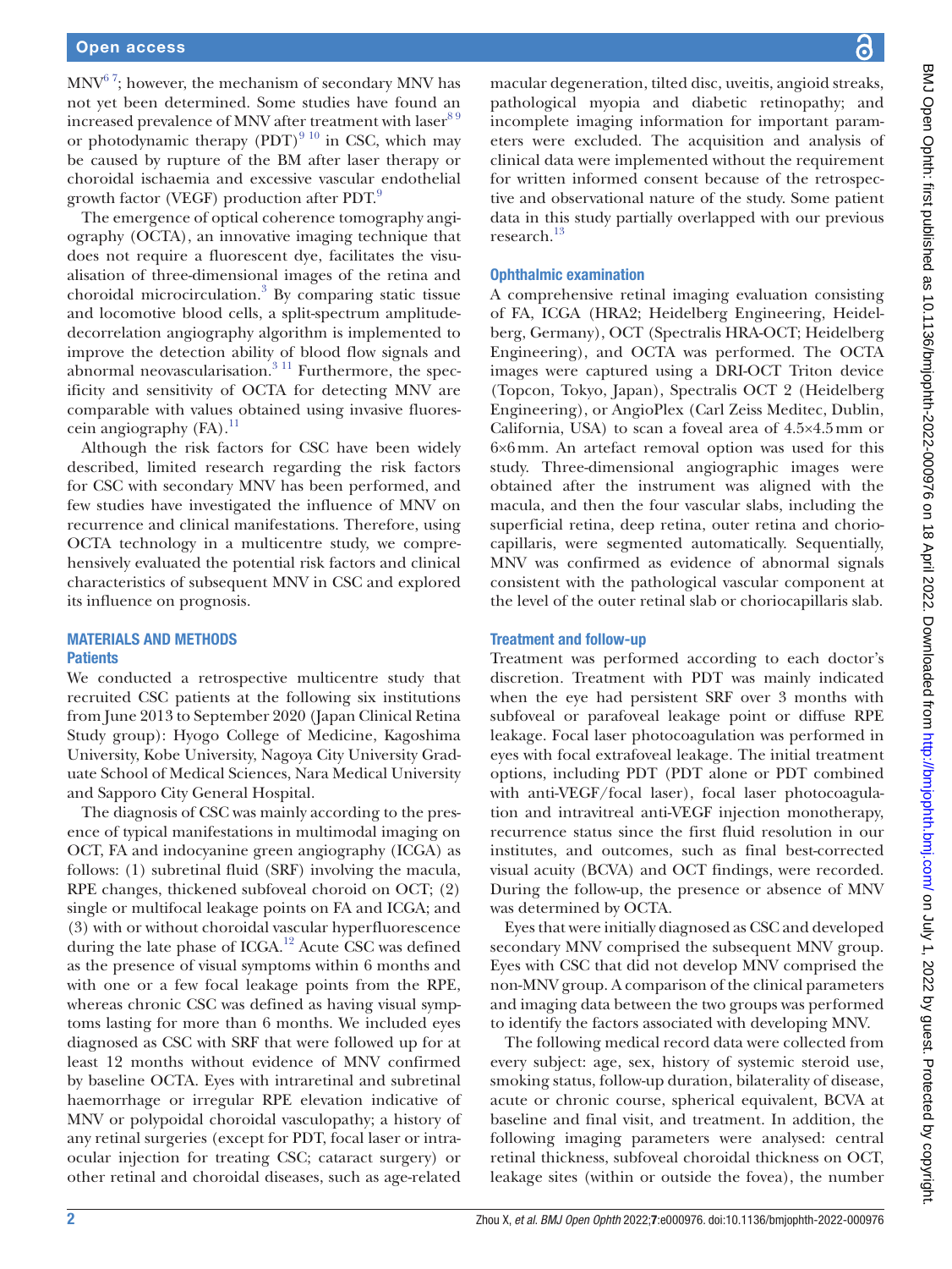MNV[6 7]; however, the mechanism of secondary MNV has not yet been determined. Some studies have found an increased prevalence of MNV after treatment with laser[8 9] or photodynamic therapy (PDT)[9 10] in CSC, which may be caused by rupture of the BM after laser therapy or choroidal ischaemia and excessive vascular endothelial growth factor (VEGF) production after PDT.[9]

The emergence of optical coherence tomography angiography (OCTA), an innovative imaging technique that does not require a fluorescent dye, facilitates the visualisation of three-dimensional images of the retina and choroidal microcirculation.[3] By comparing static tissue and locomotive blood cells, a split-spectrum amplitude-decorrelation angiography algorithm is implemented to improve the detection ability of blood flow signals and abnormal neovascularisation.[3 11] Furthermore, the specificity and sensitivity of OCTA for detecting MNV are comparable with values obtained using invasive fluorescein angiography (FA).[11]

Although the risk factors for CSC have been widely described, limited research regarding the risk factors for CSC with secondary MNV has been performed, and few studies have investigated the influence of MNV on recurrence and clinical manifestations. Therefore, using OCTA technology in a multicentre study, we comprehensively evaluated the potential risk factors and clinical characteristics of subsequent MNV in CSC and explored its influence on prognosis.

## MATERIALS AND METHODS

### Patients

We conducted a retrospective multicentre study that recruited CSC patients at the following six institutions from June 2013 to September 2020 (Japan Clinical Retina Study group): Hyogo College of Medicine, Kagoshima University, Kobe University, Nagoya City University Graduate School of Medical Sciences, Nara Medical University and Sapporo City General Hospital.

The diagnosis of CSC was mainly according to the presence of typical manifestations in multimodal imaging on OCT, FA and indocyanine green angiography (ICGA) as follows: (1) subretinal fluid (SRF) involving the macula, RPE changes, thickened subfoveal choroid on OCT; (2) single or multifocal leakage points on FA and ICGA; and (3) with or without choroidal vascular hyperfluorescence during the late phase of ICGA.[12] Acute CSC was defined as the presence of visual symptoms within 6 months and with one or a few focal leakage points from the RPE, whereas chronic CSC was defined as having visual symptoms lasting for more than 6 months. We included eyes diagnosed as CSC with SRF that were followed up for at least 12 months without evidence of MNV confirmed by baseline OCTA. Eyes with intraretinal and subretinal haemorrhage or irregular RPE elevation indicative of MNV or polypoidal choroidal vasculopathy; a history of any retinal surgeries (except for PDT, focal laser or intraocular injection for treating CSC; cataract surgery) or other retinal and choroidal diseases, such as age-related macular degeneration, tilted disc, uveitis, angioid streaks, pathological myopia and diabetic retinopathy; and incomplete imaging information for important parameters were excluded. The acquisition and analysis of clinical data were implemented without the requirement for written informed consent because of the retrospective and observational nature of the study. Some patient data in this study partially overlapped with our previous research.[13]

### Ophthalmic examination

A comprehensive retinal imaging evaluation consisting of FA, ICGA (HRA2; Heidelberg Engineering, Heidelberg, Germany), OCT (Spectralis HRA-OCT; Heidelberg Engineering), and OCTA was performed. The OCTA images were captured using a DRI-OCT Triton device (Topcon, Tokyo, Japan), Spectralis OCT 2 (Heidelberg Engineering), or AngioPlex (Carl Zeiss Meditec, Dublin, California, USA) to scan a foveal area of 4.5×4.5 mm or 6×6 mm. An artefact removal option was used for this study. Three-dimensional angiographic images were obtained after the instrument was aligned with the macula, and then the four vascular slabs, including the superficial retina, deep retina, outer retina and choriocapillaris, were segmented automatically. Sequentially, MNV was confirmed as evidence of abnormal signals consistent with the pathological vascular component at the level of the outer retinal slab or choriocapillaris slab.

### Treatment and follow-up

Treatment was performed according to each doctor's discretion. Treatment with PDT was mainly indicated when the eye had persistent SRF over 3 months with subfoveal or parafoveal leakage point or diffuse RPE leakage. Focal laser photocoagulation was performed in eyes with focal extrafoveal leakage. The initial treatment options, including PDT (PDT alone or PDT combined with anti-VEGF/focal laser), focal laser photocoagulation and intravitreal anti-VEGF injection monotherapy, recurrence status since the first fluid resolution in our institutes, and outcomes, such as final best-corrected visual acuity (BCVA) and OCT findings, were recorded. During the follow-up, the presence or absence of MNV was determined by OCTA.

Eyes that were initially diagnosed as CSC and developed secondary MNV comprised the subsequent MNV group. Eyes with CSC that did not develop MNV comprised the non-MNV group. A comparison of the clinical parameters and imaging data between the two groups was performed to identify the factors associated with developing MNV.

The following medical record data were collected from every subject: age, sex, history of systemic steroid use, smoking status, follow-up duration, bilaterality of disease, acute or chronic course, spherical equivalent, BCVA at baseline and final visit, and treatment. In addition, the following imaging parameters were analysed: central retinal thickness, subfoveal choroidal thickness on OCT, leakage sites (within or outside the fovea), the number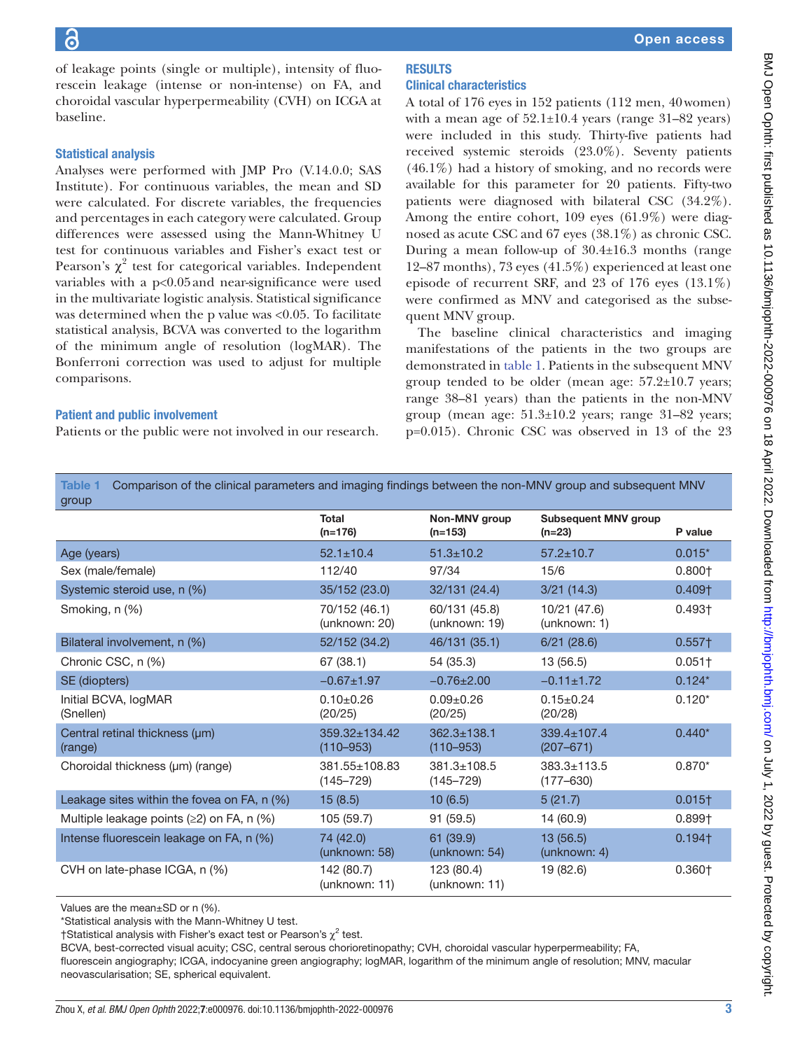of leakage points (single or multiple), intensity of fluorescein leakage (intense or non-intense) on FA, and choroidal vascular hyperpermeability (CVH) on ICGA at baseline.

### Statistical analysis

Analyses were performed with JMP Pro (V.14.0.0; SAS Institute). For continuous variables, the mean and SD were calculated. For discrete variables, the frequencies and percentages in each category were calculated. Group differences were assessed using the Mann-Whitney U test for continuous variables and Fisher's exact test or Pearson's $\chi^2$ test for categorical variables. Independent variables with a $p<0.05$ and near-significance were used in the multivariate logistic analysis. Statistical significance was determined when the p value was <0.05. To facilitate statistical analysis, BCVA was converted to the logarithm of the minimum angle of resolution (logMAR). The Bonferroni correction was used to adjust for multiple comparisons.

### Patient and public involvement

Patients or the public were not involved in our research.

## RESULTS

### Clinical characteristics

A total of 176 eyes in 152 patients (112 men, 40 women) with a mean age of 52.1±10.4 years (range 31–82 years) were included in this study. Thirty-five patients had received systemic steroids (23.0%). Seventy patients (46.1%) had a history of smoking, and no records were available for this parameter for 20 patients. Fifty-two patients were diagnosed with bilateral CSC (34.2%). Among the entire cohort, 109 eyes (61.9%) were diagnosed as acute CSC and 67 eyes (38.1%) as chronic CSC. During a mean follow-up of 30.4±16.3 months (range 12–87 months), 73 eyes (41.5%) experienced at least one episode of recurrent SRF, and 23 of 176 eyes (13.1%) were confirmed as MNV and categorised as the subsequent MNV group.

The baseline clinical characteristics and imaging manifestations of the patients in the two groups are demonstrated in table 1. Patients in the subsequent MNV group tended to be older (mean age: 57.2±10.7 years; range 38–81 years) than the patients in the non-MNV group (mean age: 51.3±10.2 years; range 31–82 years; p=0.015). Chronic CSC was observed in 13 of the 23

Table 1 Comparison of the clinical parameters and imaging findings between the non-MNV group and subsequent MNV group

| | Total (n=176) | Non-MNV group (n=153) | Subsequent MNV group (n=23) | P value |
|---|---|---|---|---|
| Age (years) | 52.1±10.4 | 51.3±10.2 | 57.2±10.7 | 0.015* |
| Sex (male/female) | 112/40 | 97/34 | 15/6 | 0.800† |
| Systemic steroid use, n (%) | 35/152 (23.0) | 32/131 (24.4) | 3/21 (14.3) | 0.409† |
| Smoking, n (%) | 70/152 (46.1) (unknown: 20) | 60/131 (45.8) (unknown: 19) | 10/21 (47.6) (unknown: 1) | 0.493† |
| Bilateral involvement, n (%) | 52/152 (34.2) | 46/131 (35.1) | 6/21 (28.6) | 0.557† |
| Chronic CSC, n (%) | 67 (38.1) | 54 (35.3) | 13 (56.5) | 0.051† |
| SE (diopters) | −0.67±1.97 | −0.76±2.00 | −0.11±1.72 | 0.124* |
| Initial BCVA, logMAR (Snellen) | 0.10±0.26 (20/25) | 0.09±0.26 (20/25) | 0.15±0.24 (20/28) | 0.120* |
| Central retinal thickness (µm) (range) | 359.32±134.42 (110–953) | 362.3±138.1 (110–953) | 339.4±107.4 (207–671) | 0.440* |
| Choroidal thickness (µm) (range) | 381.55±108.83 (145–729) | 381.3±108.5 (145–729) | 383.3±113.5 (177–630) | 0.870* |
| Leakage sites within the fovea on FA, n (%) | 15 (8.5) | 10 (6.5) | 5 (21.7) | 0.015† |
| Multiple leakage points (≥2) on FA, n (%) | 105 (59.7) | 91 (59.5) | 14 (60.9) | 0.899† |
| Intense fluorescein leakage on FA, n (%) | 74 (42.0) (unknown: 58) | 61 (39.9) (unknown: 54) | 13 (56.5) (unknown: 4) | 0.194† |
| CVH on late-phase ICGA, n (%) | 142 (80.7) (unknown: 11) | 123 (80.4) (unknown: 11) | 19 (82.6) | 0.360† |

Values are the mean±SD or n (%).

*Statistical analysis with the Mann-Whitney U test.

†Statistical analysis with Fisher's exact test or Pearson's $\chi^2$ test.

BCVA, best-corrected visual acuity; CSC, central serous chorioretinopathy; CVH, choroidal vascular hyperpermeability; FA, fluorescein angiography; ICGA, indocyanine green angiography; logMAR, logarithm of the minimum angle of resolution; MNV, macular neovascularisation; SE, spherical equivalent.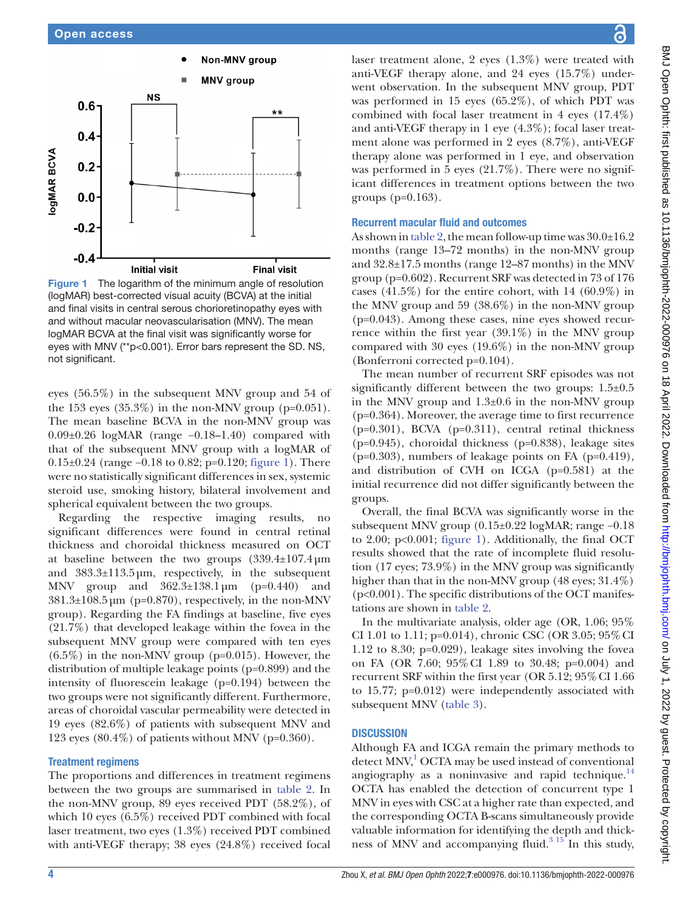Figure 1 The logarithm of the minimum angle of resolution (logMAR) best-corrected visual acuity (BCVA) at the initial and final visits in central serous chorioretinopathy eyes with and without macular neovascularisation (MNV). The mean logMAR BCVA at the final visit was significantly worse for eyes with MNV (**p<0.001). Error bars represent the SD. NS, not significant.

eyes (56.5%) in the subsequent MNV group and 54 of the 153 eyes (35.3%) in the non-MNV group (p=0.051). The mean baseline BCVA in the non-MNV group was 0.09±0.26 logMAR (range −0.18–1.40) compared with that of the subsequent MNV group with a logMAR of 0.15±0.24 (range −0.18 to 0.82; p=0.120; figure 1). There were no statistically significant differences in sex, systemic steroid use, smoking history, bilateral involvement and spherical equivalent between the two groups.

Regarding the respective imaging results, no significant differences were found in central retinal thickness and choroidal thickness measured on OCT at baseline between the two groups (339.4±107.4µm and 383.3±113.5µm, respectively, in the subsequent MNV group and 362.3±138.1µm (p=0.440) and 381.3±108.5µm (p=0.870), respectively, in the non-MNV group). Regarding the FA findings at baseline, five eyes (21.7%) that developed leakage within the fovea in the subsequent MNV group were compared with ten eyes (6.5%) in the non-MNV group (p=0.015). However, the distribution of multiple leakage points (p=0.899) and the intensity of fluorescein leakage (p=0.194) between the two groups were not significantly different. Furthermore, areas of choroidal vascular permeability were detected in 19 eyes (82.6%) of patients with subsequent MNV and 123 eyes (80.4%) of patients without MNV (p=0.360).

### Treatment regimens

The proportions and differences in treatment regimens between the two groups are summarised in table 2. In the non-MNV group, 89 eyes received PDT (58.2%), of which 10 eyes (6.5%) received PDT combined with focal laser treatment, two eyes (1.3%) received PDT combined with anti-VEGF therapy; 38 eyes (24.8%) received focal laser treatment alone, 2 eyes (1.3%) were treated with anti-VEGF therapy alone, and 24 eyes (15.7%) underwent observation. In the subsequent MNV group, PDT was performed in 15 eyes (65.2%), of which PDT was combined with focal laser treatment in 4 eyes (17.4%) and anti-VEGF therapy in 1 eye (4.3%); focal laser treatment alone was performed in 2 eyes (8.7%), anti-VEGF therapy alone was performed in 1 eye, and observation was performed in 5 eyes (21.7%). There were no significant differences in treatment options between the two groups (p=0.163).

### Recurrent macular fluid and outcomes

As shown in table 2, the mean follow-up time was 30.0±16.2 months (range 13–72 months) in the non-MNV group and 32.8±17.5 months (range 12–87 months) in the MNV group (p=0.602). Recurrent SRF was detected in 73 of 176 cases (41.5%) for the entire cohort, with 14 (60.9%) in the MNV group and 59 (38.6%) in the non-MNV group (p=0.043). Among these cases, nine eyes showed recurrence within the first year (39.1%) in the MNV group compared with 30 eyes (19.6%) in the non-MNV group (Bonferroni corrected p=0.104).

The mean number of recurrent SRF episodes was not significantly different between the two groups: 1.5±0.5 in the MNV group and 1.3±0.6 in the non-MNV group (p=0.364). Moreover, the average time to first recurrence (p=0.301), BCVA (p=0.311), central retinal thickness (p=0.945), choroidal thickness (p=0.838), leakage sites (p=0.303), numbers of leakage points on FA (p=0.419), and distribution of CVH on ICGA (p=0.581) at the initial recurrence did not differ significantly between the groups.

Overall, the final BCVA was significantly worse in the subsequent MNV group (0.15±0.22 logMAR; range −0.18 to 2.00; p<0.001; figure 1). Additionally, the final OCT results showed that the rate of incomplete fluid resolution (17 eyes; 73.9%) in the MNV group was significantly higher than that in the non-MNV group (48 eyes; 31.4%) (p<0.001). The specific distributions of the OCT manifestations are shown in table 2.

In the multivariate analysis, older age (OR, 1.06; 95% CI 1.01 to 1.11; p=0.014), chronic CSC (OR 3.05; 95% CI 1.12 to 8.30; p=0.029), leakage sites involving the fovea on FA (OR 7.60; 95% CI 1.89 to 30.48; p=0.004) and recurrent SRF within the first year (OR 5.12; 95% CI 1.66 to 15.77; p=0.012) were independently associated with subsequent MNV (table 3).

## DISCUSSION

Although FA and ICGA remain the primary methods to detect MNV,[1] OCTA may be used instead of conventional angiography as a noninvasive and rapid technique.[14] OCTA has enabled the detection of concurrent type 1 MNV in eyes with CSC at a higher rate than expected, and the corresponding OCTA B-scans simultaneously provide valuable information for identifying the depth and thickness of MNV and accompanying fluid.[3 15] In this study,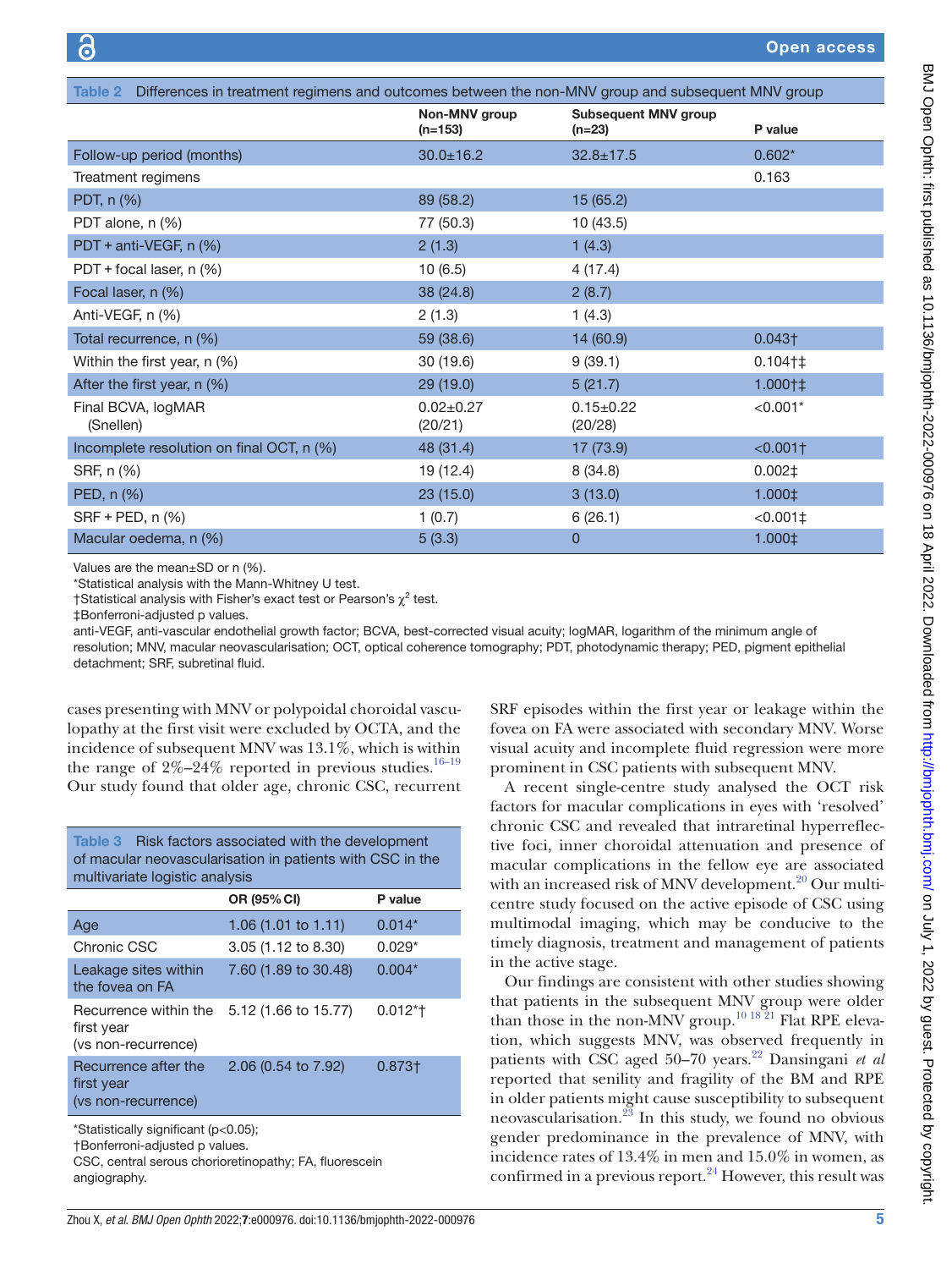**Table 2** Differences in treatment regimens and outcomes between the non-MNV group and subsequent MNV group

| | Non-MNV group (n=153) | Subsequent MNV group (n=23) | P value |
|---|---|---|---|
| Follow-up period (months) | 30.0±16.2 | 32.8±17.5 | 0.602* |
| Treatment regimens | | | 0.163 |
| PDT, n (%) | 89 (58.2) | 15 (65.2) | |
| PDT alone, n (%) | 77 (50.3) | 10 (43.5) | |
| PDT + anti-VEGF, n (%) | 2 (1.3) | 1 (4.3) | |
| PDT + focal laser, n (%) | 10 (6.5) | 4 (17.4) | |
| Focal laser, n (%) | 38 (24.8) | 2 (8.7) | |
| Anti-VEGF, n (%) | 2 (1.3) | 1 (4.3) | |
| Total recurrence, n (%) | 59 (38.6) | 14 (60.9) | 0.043† |
| Within the first year, n (%) | 30 (19.6) | 9 (39.1) | 0.104†‡ |
| After the first year, n (%) | 29 (19.0) | 5 (21.7) | 1.000†‡ |
| Final BCVA, logMAR (Snellen) | 0.02±0.27 (20/21) | 0.15±0.22 (20/28) | <0.001* |
| Incomplete resolution on final OCT, n (%) | 48 (31.4) | 17 (73.9) | <0.001† |
| SRF, n (%) | 19 (12.4) | 8 (34.8) | 0.002‡ |
| PED, n (%) | 23 (15.0) | 3 (13.0) | 1.000‡ |
| SRF + PED, n (%) | 1 (0.7) | 6 (26.1) | <0.001‡ |
| Macular oedema, n (%) | 5 (3.3) | 0 | 1.000‡ |

Values are the mean±SD or n (%).
*Statistical analysis with the Mann-Whitney U test.
†Statistical analysis with Fisher's exact test or Pearson's $\chi^2$ test.
‡Bonferroni-adjusted p values.
anti-VEGF, anti-vascular endothelial growth factor; BCVA, best-corrected visual acuity; logMAR, logarithm of the minimum angle of resolution; MNV, macular neovascularisation; OCT, optical coherence tomography; PDT, photodynamic therapy; PED, pigment epithelial detachment; SRF, subretinal fluid.

cases presenting with MNV or polypoidal choroidal vasculopathy at the first visit were excluded by OCTA, and the incidence of subsequent MNV was 13.1%, which is within the range of 2%–24% reported in previous studies.[16–19] Our study found that older age, chronic CSC, recurrent SRF episodes within the first year or leakage within the fovea on FA were associated with secondary MNV. Worse visual acuity and incomplete fluid regression were more prominent in CSC patients with subsequent MNV.

**Table 3** Risk factors associated with the development of macular neovascularisation in patients with CSC in the multivariate logistic analysis

| | OR (95% CI) | P value |
|---|---|---|
| Age | 1.06 (1.01 to 1.11) | 0.014* |
| Chronic CSC | 3.05 (1.12 to 8.30) | 0.029* |
| Leakage sites within the fovea on FA | 7.60 (1.89 to 30.48) | 0.004* |
| Recurrence within the first year (vs non-recurrence) | 5.12 (1.66 to 15.77) | 0.012*† |
| Recurrence after the first year (vs non-recurrence) | 2.06 (0.54 to 7.92) | 0.873† |

*Statistically significant (p<0.05);
†Bonferroni-adjusted p values.
CSC, central serous chorioretinopathy; FA, fluorescein angiography.

A recent single-centre study analysed the OCT risk factors for macular complications in eyes with 'resolved' chronic CSC and revealed that intraretinal hyperreflective foci, inner choroidal attenuation and presence of macular complications in the fellow eye are associated with an increased risk of MNV development.[20] Our multicentre study focused on the active episode of CSC using multimodal imaging, which may be conducive to the timely diagnosis, treatment and management of patients in the active stage.

Our findings are consistent with other studies showing that patients in the subsequent MNV group were older than those in the non-MNV group.[10 18 21] Flat RPE elevation, which suggests MNV, was observed frequently in patients with CSC aged 50–70 years.[22] Dansingani *et al* reported that senility and fragility of the BM and RPE in older patients might cause susceptibility to subsequent neovascularisation.[23] In this study, we found no obvious gender predominance in the prevalence of MNV, with incidence rates of 13.4% in men and 15.0% in women, as confirmed in a previous report.[24] However, this result was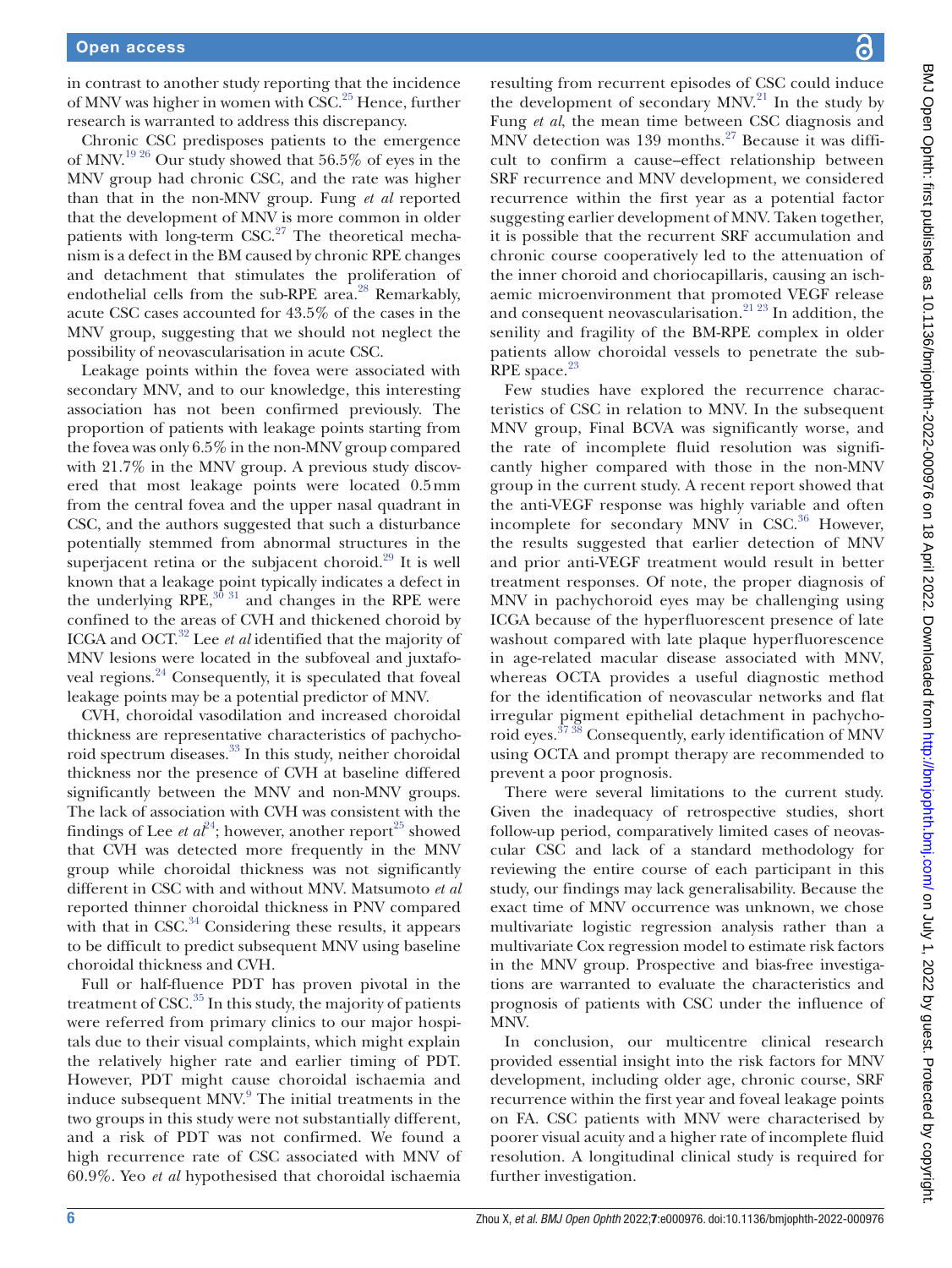in contrast to another study reporting that the incidence of MNV was higher in women with CSC.[25] Hence, further research is warranted to address this discrepancy.

Chronic CSC predisposes patients to the emergence of MNV.[19 26] Our study showed that 56.5% of eyes in the MNV group had chronic CSC, and the rate was higher than that in the non-MNV group. Fung *et al* reported that the development of MNV is more common in older patients with long-term CSC.[27] The theoretical mechanism is a defect in the BM caused by chronic RPE changes and detachment that stimulates the proliferation of endothelial cells from the sub-RPE area.[28] Remarkably, acute CSC cases accounted for 43.5% of the cases in the MNV group, suggesting that we should not neglect the possibility of neovascularisation in acute CSC.

Leakage points within the fovea were associated with secondary MNV, and to our knowledge, this interesting association has not been confirmed previously. The proportion of patients with leakage points starting from the fovea was only 6.5% in the non-MNV group compared with 21.7% in the MNV group. A previous study discovered that most leakage points were located 0.5 mm from the central fovea and the upper nasal quadrant in CSC, and the authors suggested that such a disturbance potentially stemmed from abnormal structures in the superjacent retina or the subjacent choroid.[29] It is well known that a leakage point typically indicates a defect in the underlying RPE,[30 31] and changes in the RPE were confined to the areas of CVH and thickened choroid by ICGA and OCT.[32] Lee *et al* identified that the majority of MNV lesions were located in the subfoveal and juxtafoveal regions.[24] Consequently, it is speculated that foveal leakage points may be a potential predictor of MNV.

CVH, choroidal vasodilation and increased choroidal thickness are representative characteristics of pachychoroid spectrum diseases.[33] In this study, neither choroidal thickness nor the presence of CVH at baseline differed significantly between the MNV and non-MNV groups. The lack of association with CVH was consistent with the findings of Lee *et al*[24]; however, another report[25] showed that CVH was detected more frequently in the MNV group while choroidal thickness was not significantly different in CSC with and without MNV. Matsumoto *et al* reported thinner choroidal thickness in PNV compared with that in CSC.[34] Considering these results, it appears to be difficult to predict subsequent MNV using baseline choroidal thickness and CVH.

Full or half-fluence PDT has proven pivotal in the treatment of CSC.[35] In this study, the majority of patients were referred from primary clinics to our major hospitals due to their visual complaints, which might explain the relatively higher rate and earlier timing of PDT. However, PDT might cause choroidal ischaemia and induce subsequent MNV.[9] The initial treatments in the two groups in this study were not substantially different, and a risk of PDT was not confirmed. We found a high recurrence rate of CSC associated with MNV of 60.9%. Yeo *et al* hypothesised that choroidal ischaemia resulting from recurrent episodes of CSC could induce the development of secondary MNV.[21] In the study by Fung *et al*, the mean time between CSC diagnosis and MNV detection was 139 months.[27] Because it was difficult to confirm a cause–effect relationship between SRF recurrence and MNV development, we considered recurrence within the first year as a potential factor suggesting earlier development of MNV. Taken together, it is possible that the recurrent SRF accumulation and chronic course cooperatively led to the attenuation of the inner choroid and choriocapillaris, causing an ischaemic microenvironment that promoted VEGF release and consequent neovascularisation.[21 23] In addition, the senility and fragility of the BM-RPE complex in older patients allow choroidal vessels to penetrate the sub-RPE space.[23]

Few studies have explored the recurrence characteristics of CSC in relation to MNV. In the subsequent MNV group, Final BCVA was significantly worse, and the rate of incomplete fluid resolution was significantly higher compared with those in the non-MNV group in the current study. A recent report showed that the anti-VEGF response was highly variable and often incomplete for secondary MNV in CSC.[36] However, the results suggested that earlier detection of MNV and prior anti-VEGF treatment would result in better treatment responses. Of note, the proper diagnosis of MNV in pachychoroid eyes may be challenging using ICGA because of the hyperfluorescent presence of late washout compared with late plaque hyperfluorescence in age-related macular disease associated with MNV, whereas OCTA provides a useful diagnostic method for the identification of neovascular networks and flat irregular pigment epithelial detachment in pachychoroid eyes.[37 38] Consequently, early identification of MNV using OCTA and prompt therapy are recommended to prevent a poor prognosis.

There were several limitations to the current study. Given the inadequacy of retrospective studies, short follow-up period, comparatively limited cases of neovascular CSC and lack of a standard methodology for reviewing the entire course of each participant in this study, our findings may lack generalisability. Because the exact time of MNV occurrence was unknown, we chose multivariate logistic regression analysis rather than a multivariate Cox regression model to estimate risk factors in the MNV group. Prospective and bias-free investigations are warranted to evaluate the characteristics and prognosis of patients with CSC under the influence of MNV.

In conclusion, our multicentre clinical research provided essential insight into the risk factors for MNV development, including older age, chronic course, SRF recurrence within the first year and foveal leakage points on FA. CSC patients with MNV were characterised by poorer visual acuity and a higher rate of incomplete fluid resolution. A longitudinal clinical study is required for further investigation.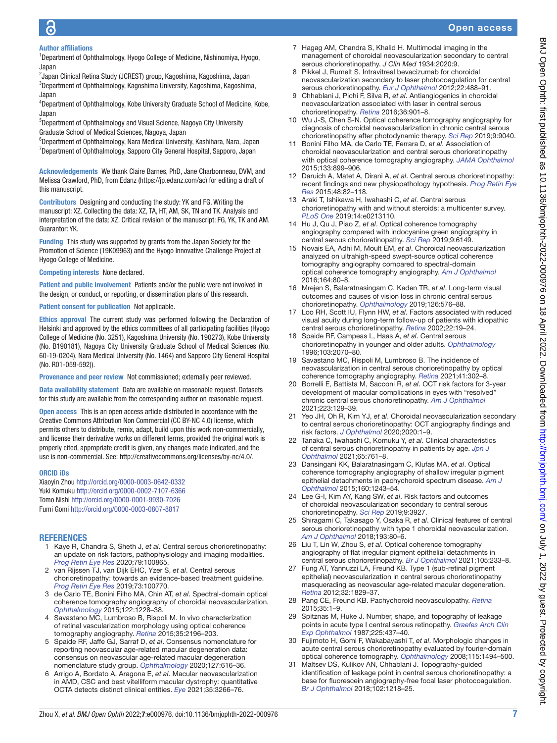**Author affiliations**

[1]Department of Ophthalmology, Hyogo College of Medicine, Nishinomiya, Hyogo, Japan
[2]Japan Clinical Retina Study (JCREST) group, Kagoshima, Kagoshima, Japan
[3]Department of Ophthalmology, Kagoshima University, Kagoshima, Kagoshima, Japan
[4]Department of Ophthalmology, Kobe University Graduate School of Medicine, Kobe, Japan
[5]Department of Ophthalmology and Visual Science, Nagoya City University Graduate School of Medical Sciences, Nagoya, Japan
[6]Department of Ophthalmology, Nara Medical University, Kashihara, Nara, Japan
[7]Department of Ophthalmology, Sapporo City General Hospital, Sapporo, Japan

**Acknowledgements** We thank Claire Barnes, PhD, Jane Charbonneau, DVM, and Melissa Crawford, PhD, from Edanz (https://jp.edanz.com/ac) for editing a draft of this manuscript.

**Contributors** Designing and conducting the study: YK and FG. Writing the manuscript: XZ. Collecting the data: XZ, TA, HT, AM, SK, TN and TK. Analysis and interpretation of the data: XZ. Critical revision of the manuscript: FG, YK, TK and AM. Guarantor: YK.

**Funding** This study was supported by grants from the Japan Society for the Promotion of Science (19K09963) and the Hyogo Innovative Challenge Project at Hyogo College of Medicine.

**Competing interests** None declared.

**Patient and public involvement** Patients and/or the public were not involved in the design, or conduct, or reporting, or dissemination plans of this research.

**Patient consent for publication** Not applicable.

**Ethics approval** The current study was performed following the Declaration of Helsinki and approved by the ethics committees of all participating facilities (Hyogo College of Medicine (No. 3251), Kagoshima University (No. 190273), Kobe University (No. B190181), Nagoya City University Graduate School of Medical Sciences (No. 60-19-0204), Nara Medical University (No. 1464) and Sapporo City General Hospital (No. R01-059-592)).

**Provenance and peer review** Not commissioned; externally peer reviewed.

**Data availability statement** Data are available on reasonable request. Datasets for this study are available from the corresponding author on reasonable request.

**Open access** This is an open access article distributed in accordance with the Creative Commons Attribution Non Commercial (CC BY-NC 4.0) license, which permits others to distribute, remix, adapt, build upon this work non-commercially, and license their derivative works on different terms, provided the original work is properly cited, appropriate credit is given, any changes made indicated, and the use is non-commercial. See: http://creativecommons.org/licenses/by-nc/4.0/.

**ORCID iDs**

Xiaoyin Zhou http://orcid.org/0000-0003-0642-0332
Yuki Komuku http://orcid.org/0000-0002-7107-6366
Tomo Nishi http://orcid.org/0000-0001-9930-7026
Fumi Gomi http://orcid.org/0000-0003-0807-8817

## REFERENCES

1. Kaye R, Chandra S, Sheth J, *et al*. Central serous chorioretinopathy: an update on risk factors, pathophysiology and imaging modalities. *Prog Retin Eye Res* 2020;79:100865.
2. van Rijssen TJ, van Dijk EHC, Yzer S, *et al*. Central serous chorioretinopathy: towards an evidence-based treatment guideline. *Prog Retin Eye Res* 2019;73:100770.
3. de Carlo TE, Bonini Filho MA, Chin AT, *et al*. Spectral-domain optical coherence tomography angiography of choroidal neovascularization. *Ophthalmology* 2015;122:1228–38.
4. Savastano MC, Lumbroso B, Rispoli M. In vivo characterization of retinal vascularization morphology using optical coherence tomography angiography. *Retina* 2015;35:2196–203.
5. Spaide RF, Jaffe GJ, Sarraf D, *et al*. Consensus nomenclature for reporting neovascular age-related macular degeneration data: consensus on neovascular age-related macular degeneration nomenclature study group. *Ophthalmology* 2020;127:616–36.
6. Arrigo A, Bordato A, Aragona E, *et al*. Macular neovascularization in AMD, CSC and best vitelliform macular dystrophy: quantitative OCTA detects distinct clinical entities. *Eye* 2021;35:3266–76.
7. Hagag AM, Chandra S, Khalid H. Multimodal imaging in the management of choroidal neovascularization secondary to central serous chorioretinopathy. *J Clin Med* 1934;2020:9.
8. Pikkel J, Rumelt S. Intravitreal bevacizumab for choroidal neovascularization secondary to laser photocoagulation for central serous chorioretinopathy. *Eur J Ophthalmol* 2012;22:488–91.
9. Chhablani J, Pichi F, Silva R, *et al*. Antiangiogenics in choroidal neovascularization associated with laser in central serous chorioretinopathy. *Retina* 2016;36:901–8.
10. Wu J-S, Chen S-N. Optical coherence tomography angiography for diagnosis of choroidal neovascularization in chronic central serous chorioretinopathy after photodynamic therapy. *Sci Rep* 2019;9:9040.
11. Bonini Filho MA, de Carlo TE, Ferrara D, *et al*. Association of choroidal neovascularization and central serous chorioretinopathy with optical coherence tomography angiography. *JAMA Ophthalmol* 2015;133:899–906.
12. Daruich A, Matet A, Dirani A, *et al*. Central serous chorioretinopathy: recent findings and new physiopathology hypothesis. *Prog Retin Eye Res* 2015;48:82–118.
13. Araki T, Ishikawa H, Iwahashi C, *et al*. Central serous chorioretinopathy with and without steroids: a multicenter survey. *PLoS One* 2019;14:e0213110.
14. Hu J, Qu J, Piao Z, *et al*. Optical coherence tomography angiography compared with indocyanine green angiography in central serous chorioretinopathy. *Sci Rep* 2019;9:6149.
15. Novais EA, Adhi M, Moult EM, *et al*. Choroidal neovascularization analyzed on ultrahigh-speed swept-source optical coherence tomography angiography compared to spectral-domain optical coherence tomography angiography. *Am J Ophthalmol* 2016;164:80–8.
16. Mrejen S, Balaratnasingam C, Kaden TR, *et al*. Long-term visual outcomes and causes of vision loss in chronic central serous chorioretinopathy. *Ophthalmology* 2019;126:576–88.
17. Loo RH, Scott IU, Flynn HW, *et al*. Factors associated with reduced visual acuity during long-term follow-up of patients with idiopathic central serous chorioretinopathy. *Retina* 2002;22:19–24.
18. Spaide RF, Campeas L, Haas A, *et al*. Central serous chorioretinopathy in younger and older adults. *Ophthalmology* 1996;103:2070–80.
19. Savastano MC, Rispoli M, Lumbroso B. The incidence of neovascularization in central serous chorioretinopathy by optical coherence tomography angiography. *Retina* 2021;41:302–8.
20. Borrelli E, Battista M, Sacconi R, *et al*. OCT risk factors for 3-year development of macular complications in eyes with "resolved" chronic central serous chorioretinopathy. *Am J Ophthalmol* 2021;223:129–39.
21. Yeo JH, Oh R, Kim YJ, *et al*. Choroidal neovascularization secondary to central serous chorioretinopathy: OCT angiography findings and risk factors. *J Ophthalmol* 2020;2020:1–9.
22. Tanaka C, Iwahashi C, Komuku Y, *et al*. Clinical characteristics of central serous chorioretinopathy in patients by age. *Jpn J Ophthalmol* 2021;65:761–8.
23. Dansingani KK, Balaratnasingam C, Klufas MA, *et al*. Optical coherence tomography angiography of shallow irregular pigment epithelial detachments in pachychoroid spectrum disease. *Am J Ophthalmol* 2015;160:1243–54.
24. Lee G-I, Kim AY, Kang SW, *et al*. Risk factors and outcomes of choroidal neovascularization secondary to central serous chorioretinopathy. *Sci Rep* 2019;9:3927.
25. Shiragami C, Takasago Y, Osaka R, *et al*. Clinical features of central serous chorioretinopathy with type 1 choroidal neovascularization. *Am J Ophthalmol* 2018;193:80–6.
26. Liu T, Lin W, Zhou S, *et al*. Optical coherence tomography angiography of flat irregular pigment epithelial detachments in central serous chorioretinopathy. *Br J Ophthalmol* 2021;105:233–8.
27. Fung AT, Yannuzzi LA, Freund KB. Type 1 (sub-retinal pigment epithelial) neovascularization in central serous chorioretinopathy masquerading as neovascular age-related macular degeneration. *Retina* 2012;32:1829–37.
28. Pang CE, Freund KB. Pachychoroid neovasculopathy. *Retina* 2015;35:1–9.
29. Spitznas M, Huke J. Number, shape, and topography of leakage points in acute type I central serous retinopathy. *Graefes Arch Clin Exp Ophthalmol* 1987;225:437–40.
30. Fujimoto H, Gomi F, Wakabayashi T, *et al*. Morphologic changes in acute central serous chorioretinopathy evaluated by fourier-domain optical coherence tomography. *Ophthalmology* 2008;115:1494–500.
31. Maltsev DS, Kulikov AN, Chhablani J. Topography-guided identification of leakage point in central serous chorioretinopathy: a base for fluorescein angiography-free focal laser photocoagulation. *Br J Ophthalmol* 2018;102:1218–25.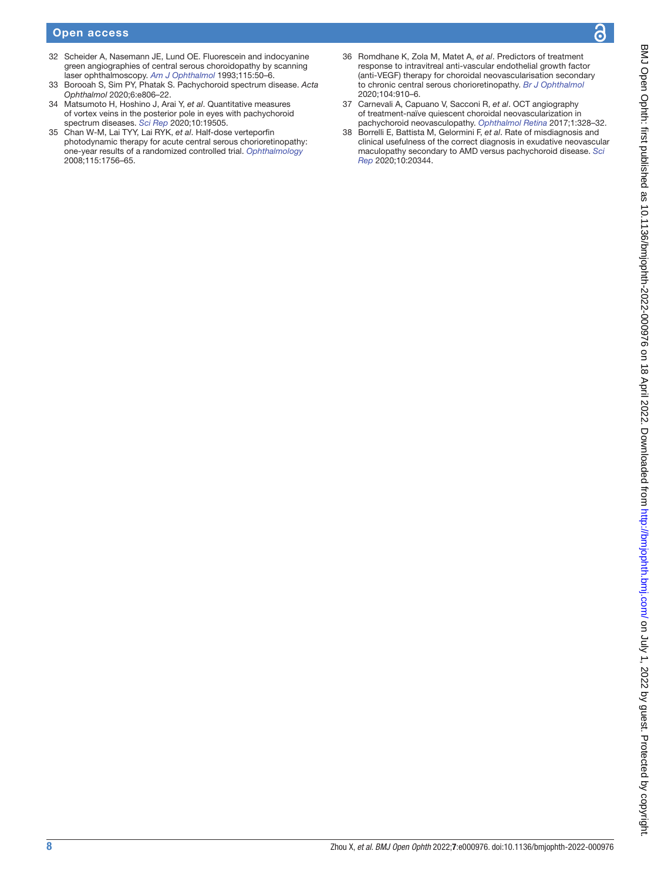32 Scheider A, Nasemann JE, Lund OE. Fluorescein and indocyanine green angiographies of central serous choroidopathy by scanning laser ophthalmoscopy. *Am J Ophthalmol* 1993;115:50–6.

33 Borooah S, Sim PY, Phatak S. Pachychoroid spectrum disease. *Acta Ophthalmol* 2020;6:e806–22.

34 Matsumoto H, Hoshino J, Arai Y, *et al*. Quantitative measures of vortex veins in the posterior pole in eyes with pachychoroid spectrum diseases. *Sci Rep* 2020;10:19505.

35 Chan W-M, Lai TYY, Lai RYK, *et al*. Half-dose verteporfin photodynamic therapy for acute central serous chorioretinopathy: one-year results of a randomized controlled trial. *Ophthalmology* 2008;115:1756–65.

36 Romdhane K, Zola M, Matet A, *et al*. Predictors of treatment response to intravitreal anti-vascular endothelial growth factor (anti-VEGF) therapy for choroidal neovascularisation secondary to chronic central serous chorioretinopathy. *Br J Ophthalmol* 2020;104:910–6.

37 Carnevali A, Capuano V, Sacconi R, *et al*. OCT angiography of treatment-naïve quiescent choroidal neovascularization in pachychoroid neovasculopathy. *Ophthalmol Retina* 2017;1:328–32.

38 Borrelli E, Battista M, Gelormini F, *et al*. Rate of misdiagnosis and clinical usefulness of the correct diagnosis in exudative neovascular maculopathy secondary to AMD versus pachychoroid disease. *Sci Rep* 2020;10:20344.